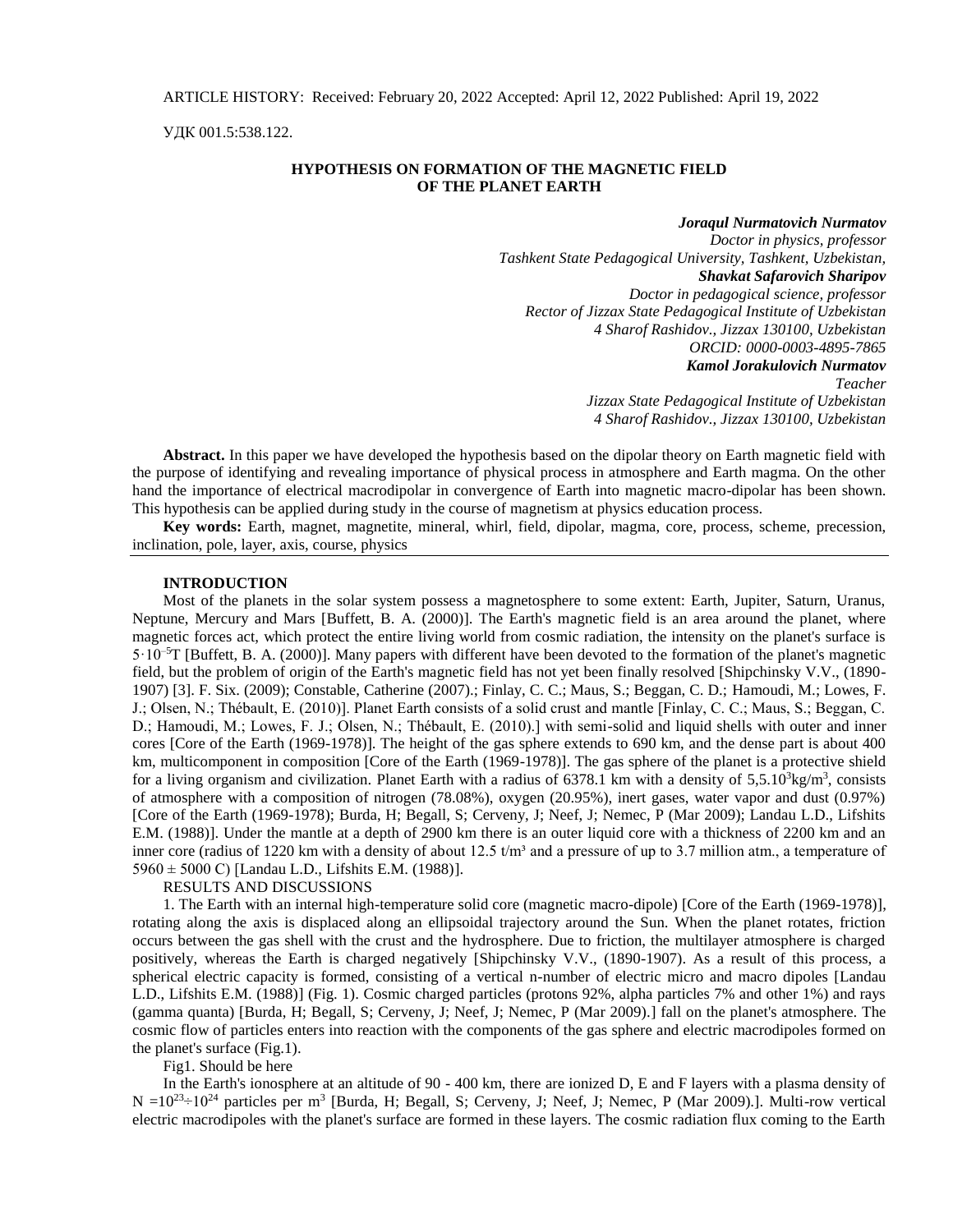ARTICLE HISTORY: Received: February 20, 2022 Accepted: April 12, 2022 Published: April 19, 2022

УДК 001.5:538.122.

# HYPOTHESIS ON FORMATION OF THE MAGNETIC FIELD OF THE PLANET EARTH

***Joraqul Nurmatovich Nurmatov***
*Doctor in physics, professor*
*Tashkent State Pedagogical University, Tashkent, Uzbekistan,*
***Shavkat Safarovich Sharipov***
*Doctor in pedagogical science, professor*
*Rector of Jizzax State Pedagogical Institute of Uzbekistan*
*4 Sharof Rashidov., Jizzax 130100, Uzbekistan*
*ORCID: 0000-0003-4895-7865*
***Kamol Jorakulovich Nurmatov***
*Teacher*
*Jizzax State Pedagogical Institute of Uzbekistan*
*4 Sharof Rashidov., Jizzax 130100, Uzbekistan*

**Abstract.** In this paper we have developed the hypothesis based on the dipolar theory on Earth magnetic field with the purpose of identifying and revealing importance of physical process in atmosphere and Earth magma. On the other hand the importance of electrical macrodipolar in convergence of Earth into magnetic macro-dipolar has been shown. This hypothesis can be applied during study in the course of magnetism at physics education process.

**Key words:** Earth, magnet, magnetite, mineral, whirl, field, dipolar, magma, core, process, scheme, precession, inclination, pole, layer, axis, course, physics

## INTRODUCTION

Most of the planets in the solar system possess a magnetosphere to some extent: Earth, Jupiter, Saturn, Uranus, Neptune, Mercury and Mars [Buffett, B. A. (2000)]. The Earth's magnetic field is an area around the planet, where magnetic forces act, which protect the entire living world from cosmic radiation, the intensity on the planet's surface is $5 \cdot 10^{-5}$T [Buffett, B. A. (2000)]. Many papers with different have been devoted to the formation of the planet's magnetic field, but the problem of origin of the Earth's magnetic field has not yet been finally resolved [Shipchinsky V.V., (1890-1907) [3]. F. Six. (2009); Constable, Catherine (2007).; Finlay, C. C.; Maus, S.; Beggan, C. D.; Hamoudi, M.; Lowes, F. J.; Olsen, N.; Thébault, E. (2010)]. Planet Earth consists of a solid crust and mantle [Finlay, C. C.; Maus, S.; Beggan, C. D.; Hamoudi, M.; Lowes, F. J.; Olsen, N.; Thébault, E. (2010).] with semi-solid and liquid shells with outer and inner cores [Core of the Earth (1969-1978)]. The height of the gas sphere extends to 690 km, and the dense part is about 400 km, multicomponent in composition [Core of the Earth (1969-1978)]. The gas sphere of the planet is a protective shield for a living organism and civilization. Planet Earth with a radius of 6378.1 km with a density of $5{,}5.10^3$kg/m$^3$, consists of atmosphere with a composition of nitrogen (78.08%), oxygen (20.95%), inert gases, water vapor and dust (0.97%) [Core of the Earth (1969-1978); Burda, H; Begall, S; Cerveny, J; Neef, J; Nemec, P (Mar 2009); Landau L.D., Lifshits E.M. (1988)]. Under the mantle at a depth of 2900 km there is an outer liquid core with a thickness of 2200 km and an inner core (radius of 1220 km with a density of about 12.5 t/m³ and a pressure of up to 3.7 million atm., a temperature of $5960 \pm 5000$ C) [Landau L.D., Lifshits E.M. (1988)].

RESULTS AND DISCUSSIONS

1. The Earth with an internal high-temperature solid core (magnetic macro-dipole) [Core of the Earth (1969-1978)], rotating along the axis is displaced along an ellipsoidal trajectory around the Sun. When the planet rotates, friction occurs between the gas shell with the crust and the hydrosphere. Due to friction, the multilayer atmosphere is charged positively, whereas the Earth is charged negatively [Shipchinsky V.V., (1890-1907). As a result of this process, a spherical electric capacity is formed, consisting of a vertical n-number of electric micro and macro dipoles [Landau L.D., Lifshits E.M. (1988)] (Fig. 1). Cosmic charged particles (protons 92%, alpha particles 7% and other 1%) and rays (gamma quanta) [Burda, H; Begall, S; Cerveny, J; Neef, J; Nemec, P (Mar 2009).] fall on the planet's atmosphere. The cosmic flow of particles enters into reaction with the components of the gas sphere and electric macrodipoles formed on the planet's surface (Fig.1).

Fig1. Should be here

In the Earth's ionosphere at an altitude of 90 - 400 km, there are ionized D, E and F layers with a plasma density of $N = 10^{23} \div 10^{24}$ particles per m$^3$ [Burda, H; Begall, S; Cerveny, J; Neef, J; Nemec, P (Mar 2009).]. Multi-row vertical electric macrodipoles with the planet's surface are formed in these layers. The cosmic radiation flux coming to the Earth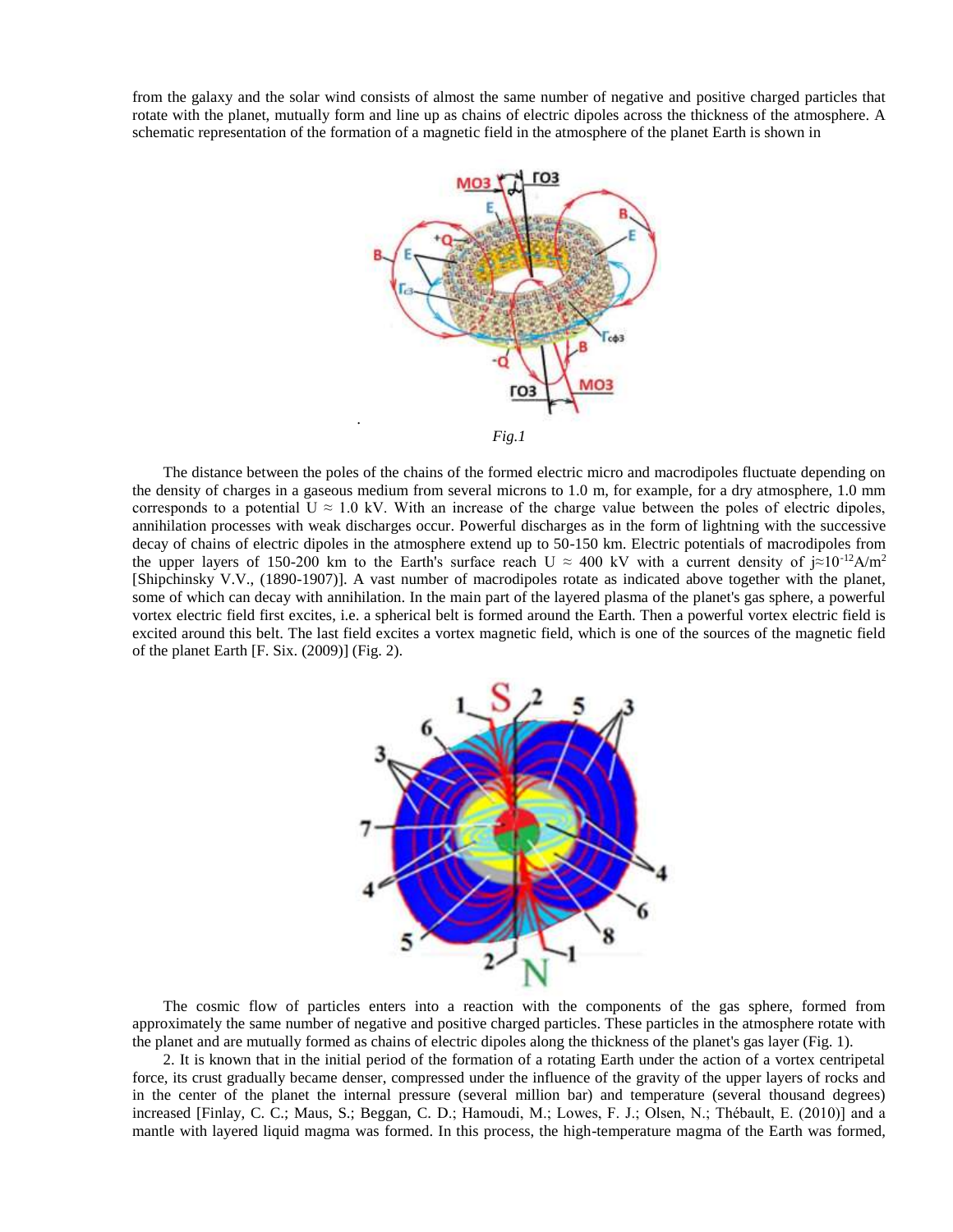from the galaxy and the solar wind consists of almost the same number of negative and positive charged particles that rotate with the planet, mutually form and line up as chains of electric dipoles across the thickness of the atmosphere. A schematic representation of the formation of a magnetic field in the atmosphere of the planet Earth is shown in

*Fig.1*

The distance between the poles of the chains of the formed electric micro and macrodipoles fluctuate depending on the density of charges in a gaseous medium from several microns to 1.0 m, for example, for a dry atmosphere, 1.0 mm corresponds to a potential $U \approx 1.0$ kV. With an increase of the charge value between the poles of electric dipoles, annihilation processes with weak discharges occur. Powerful discharges as in the form of lightning with the successive decay of chains of electric dipoles in the atmosphere extend up to 50-150 km. Electric potentials of macrodipoles from the upper layers of 150-200 km to the Earth's surface reach $U \approx 400$ kV with a current density of $j \approx 10^{-12}$ A/m$^2$ [Shipchinsky V.V., (1890-1907)]. A vast number of macrodipoles rotate as indicated above together with the planet, some of which can decay with annihilation. In the main part of the layered plasma of the planet's gas sphere, a powerful vortex electric field first excites, i.e. a spherical belt is formed around the Earth. Then a powerful vortex electric field is excited around this belt. The last field excites a vortex magnetic field, which is one of the sources of the magnetic field of the planet Earth [F. Six. (2009)] (Fig. 2).

The cosmic flow of particles enters into a reaction with the components of the gas sphere, formed from approximately the same number of negative and positive charged particles. These particles in the atmosphere rotate with the planet and are mutually formed as chains of electric dipoles along the thickness of the planet's gas layer (Fig. 1).

2. It is known that in the initial period of the formation of a rotating Earth under the action of a vortex centripetal force, its crust gradually became denser, compressed under the influence of the gravity of the upper layers of rocks and in the center of the planet the internal pressure (several million bar) and temperature (several thousand degrees) increased [Finlay, C. C.; Maus, S.; Beggan, C. D.; Hamoudi, M.; Lowes, F. J.; Olsen, N.; Thébault, E. (2010)] and a mantle with layered liquid magma was formed. In this process, the high-temperature magma of the Earth was formed,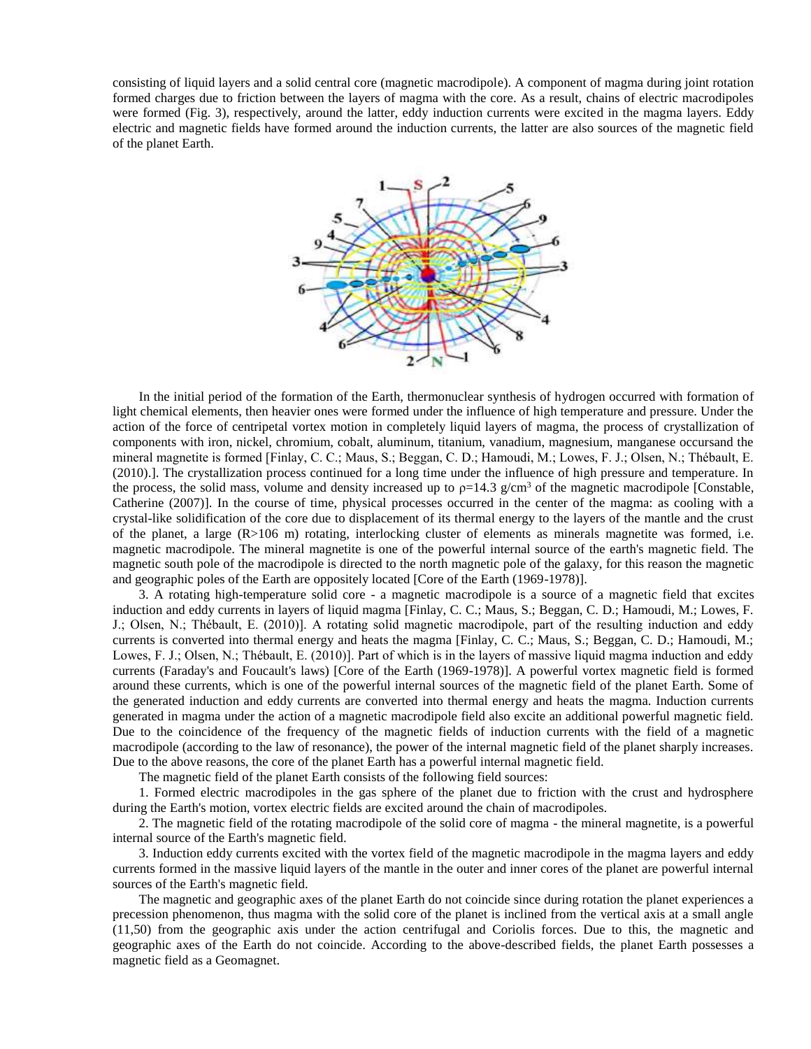consisting of liquid layers and a solid central core (magnetic macrodipole). A component of magma during joint rotation formed charges due to friction between the layers of magma with the core. As a result, chains of electric macrodipoles were formed (Fig. 3), respectively, around the latter, eddy induction currents were excited in the magma layers. Eddy electric and magnetic fields have formed around the induction currents, the latter are also sources of the magnetic field of the planet Earth.

In the initial period of the formation of the Earth, thermonuclear synthesis of hydrogen occurred with formation of light chemical elements, then heavier ones were formed under the influence of high temperature and pressure. Under the action of the force of centripetal vortex motion in completely liquid layers of magma, the process of crystallization of components with iron, nickel, chromium, cobalt, aluminum, titanium, vanadium, magnesium, manganese occursand the mineral magnetite is formed [Finlay, C. C.; Maus, S.; Beggan, C. D.; Hamoudi, M.; Lowes, F. J.; Olsen, N.; Thébault, E. (2010).]. The crystallization process continued for a long time under the influence of high pressure and temperature. In the process, the solid mass, volume and density increased up to $\rho$=14.3 g/cm$^3$ of the magnetic macrodipole [Constable, Catherine (2007)]. In the course of time, physical processes occurred in the center of the magma: as cooling with a crystal-like solidification of the core due to displacement of its thermal energy to the layers of the mantle and the crust of the planet, a large (R>106 m) rotating, interlocking cluster of elements as minerals magnetite was formed, i.e. magnetic macrodipole. The mineral magnetite is one of the powerful internal source of the earth's magnetic field. The magnetic south pole of the macrodipole is directed to the north magnetic pole of the galaxy, for this reason the magnetic and geographic poles of the Earth are oppositely located [Core of the Earth (1969-1978)].

3. A rotating high-temperature solid core - a magnetic macrodipole is a source of a magnetic field that excites induction and eddy currents in layers of liquid magma [Finlay, C. C.; Maus, S.; Beggan, C. D.; Hamoudi, M.; Lowes, F. J.; Olsen, N.; Thébault, E. (2010)]. A rotating solid magnetic macrodipole, part of the resulting induction and eddy currents is converted into thermal energy and heats the magma [Finlay, C. C.; Maus, S.; Beggan, C. D.; Hamoudi, M.; Lowes, F. J.; Olsen, N.; Thébault, E. (2010)]. Part of which is in the layers of massive liquid magma induction and eddy currents (Faraday's and Foucault's laws) [Core of the Earth (1969-1978)]. A powerful vortex magnetic field is formed around these currents, which is one of the powerful internal sources of the magnetic field of the planet Earth. Some of the generated induction and eddy currents are converted into thermal energy and heats the magma. Induction currents generated in magma under the action of a magnetic macrodipole field also excite an additional powerful magnetic field. Due to the coincidence of the frequency of the magnetic fields of induction currents with the field of a magnetic macrodipole (according to the law of resonance), the power of the internal magnetic field of the planet sharply increases. Due to the above reasons, the core of the planet Earth has a powerful internal magnetic field.

The magnetic field of the planet Earth consists of the following field sources:

1. Formed electric macrodipoles in the gas sphere of the planet due to friction with the crust and hydrosphere during the Earth's motion, vortex electric fields are excited around the chain of macrodipoles.

2. The magnetic field of the rotating macrodipole of the solid core of magma - the mineral magnetite, is a powerful internal source of the Earth's magnetic field.

3. Induction eddy currents excited with the vortex field of the magnetic macrodipole in the magma layers and eddy currents formed in the massive liquid layers of the mantle in the outer and inner cores of the planet are powerful internal sources of the Earth's magnetic field.

The magnetic and geographic axes of the planet Earth do not coincide since during rotation the planet experiences a precession phenomenon, thus magma with the solid core of the planet is inclined from the vertical axis at a small angle (11,50) from the geographic axis under the action centrifugal and Coriolis forces. Due to this, the magnetic and geographic axes of the Earth do not coincide. According to the above-described fields, the planet Earth possesses a magnetic field as a Geomagnet.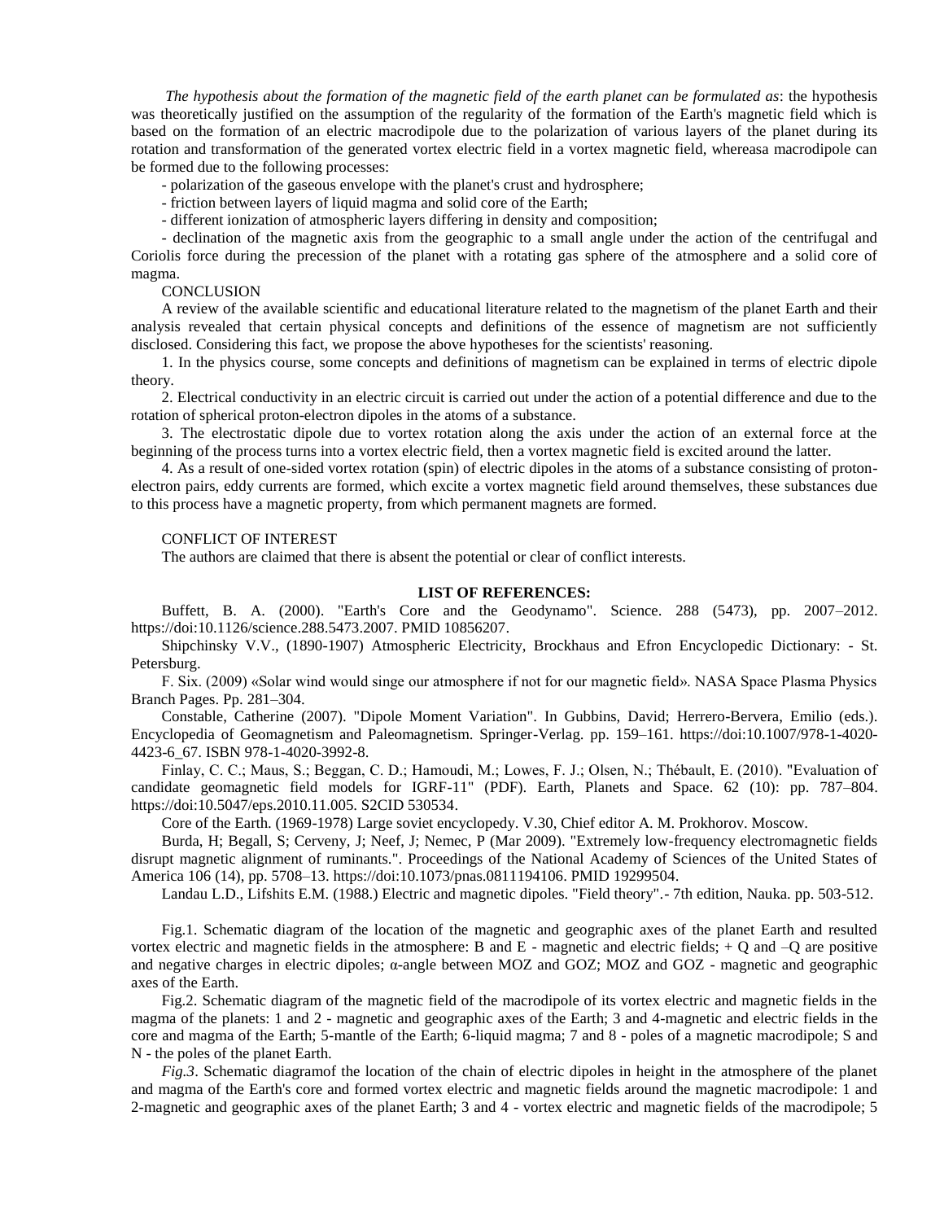*The hypothesis about the formation of the magnetic field of the earth planet can be formulated as*: the hypothesis was theoretically justified on the assumption of the regularity of the formation of the Earth's magnetic field which is based on the formation of an electric macrodipole due to the polarization of various layers of the planet during its rotation and transformation of the generated vortex electric field in a vortex magnetic field, whereasa macrodipole can be formed due to the following processes:

- polarization of the gaseous envelope with the planet's crust and hydrosphere;
- friction between layers of liquid magma and solid core of the Earth;
- different ionization of atmospheric layers differing in density and composition;
- declination of the magnetic axis from the geographic to a small angle under the action of the centrifugal and Coriolis force during the precession of the planet with a rotating gas sphere of the atmosphere and a solid core of magma.

## CONCLUSION

A review of the available scientific and educational literature related to the magnetism of the planet Earth and their analysis revealed that certain physical concepts and definitions of the essence of magnetism are not sufficiently disclosed. Considering this fact, we propose the above hypotheses for the scientists' reasoning.

1. In the physics course, some concepts and definitions of magnetism can be explained in terms of electric dipole theory.

2. Electrical conductivity in an electric circuit is carried out under the action of a potential difference and due to the rotation of spherical proton-electron dipoles in the atoms of a substance.

3. The electrostatic dipole due to vortex rotation along the axis under the action of an external force at the beginning of the process turns into a vortex electric field, then a vortex magnetic field is excited around the latter.

4. As a result of one-sided vortex rotation (spin) of electric dipoles in the atoms of a substance consisting of proton-electron pairs, eddy currents are formed, which excite a vortex magnetic field around themselves, these substances due to this process have a magnetic property, from which permanent magnets are formed.

## CONFLICT OF INTEREST

The authors are claimed that there is absent the potential or clear of conflict interests.

## LIST OF REFERENCES:

Buffett, B. A. (2000). "Earth's Core and the Geodynamo". Science. 288 (5473), pp. 2007–2012. https://doi:10.1126/science.288.5473.2007. PMID 10856207.

Shipchinsky V.V., (1890-1907) Atmospheric Electricity, Brockhaus and Efron Encyclopedic Dictionary: - St. Petersburg.

F. Six. (2009) «Solar wind would singe our atmosphere if not for our magnetic field». NASA Space Plasma Physics Branch Pages. Pp. 281–304.

Constable, Catherine (2007). "Dipole Moment Variation". In Gubbins, David; Herrero-Bervera, Emilio (eds.). Encyclopedia of Geomagnetism and Paleomagnetism. Springer-Verlag. pp. 159–161. https://doi:10.1007/978-1-4020-4423-6_67. ISBN 978-1-4020-3992-8.

Finlay, C. C.; Maus, S.; Beggan, C. D.; Hamoudi, M.; Lowes, F. J.; Olsen, N.; Thébault, E. (2010). "Evaluation of candidate geomagnetic field models for IGRF-11" (PDF). Earth, Planets and Space. 62 (10): pp. 787–804. https://doi:10.5047/eps.2010.11.005. S2CID 530534.

Core of the Earth. (1969-1978) Large soviet encyclopedy. V.30, Chief editor A. M. Prokhorov. Moscow.

Burda, H; Begall, S; Cerveny, J; Neef, J; Nemec, P (Mar 2009). "Extremely low-frequency electromagnetic fields disrupt magnetic alignment of ruminants.". Proceedings of the National Academy of Sciences of the United States of America 106 (14), pp. 5708–13. https://doi:10.1073/pnas.0811194106. PMID 19299504.

Landau L.D., Lifshits E.M. (1988.) Electric and magnetic dipoles. "Field theory".- 7th edition, Nauka. pp. 503-512.

Fig.1. Schematic diagram of the location of the magnetic and geographic axes of the planet Earth and resulted vortex electric and magnetic fields in the atmosphere: B and E - magnetic and electric fields; + Q and –Q are positive and negative charges in electric dipoles; α-angle between MOZ and GOZ; MOZ and GOZ - magnetic and geographic axes of the Earth.

Fig.2. Schematic diagram of the magnetic field of the macrodipole of its vortex electric and magnetic fields in the magma of the planets: 1 and 2 - magnetic and geographic axes of the Earth; 3 and 4-magnetic and electric fields in the core and magma of the Earth; 5-mantle of the Earth; 6-liquid magma; 7 and 8 - poles of a magnetic macrodipole; S and N - the poles of the planet Earth.

*Fig.3*. Schematic diagramof the location of the chain of electric dipoles in height in the atmosphere of the planet and magma of the Earth's core and formed vortex electric and magnetic fields around the magnetic macrodipole: 1 and 2-magnetic and geographic axes of the planet Earth; 3 and 4 - vortex electric and magnetic fields of the macrodipole; 5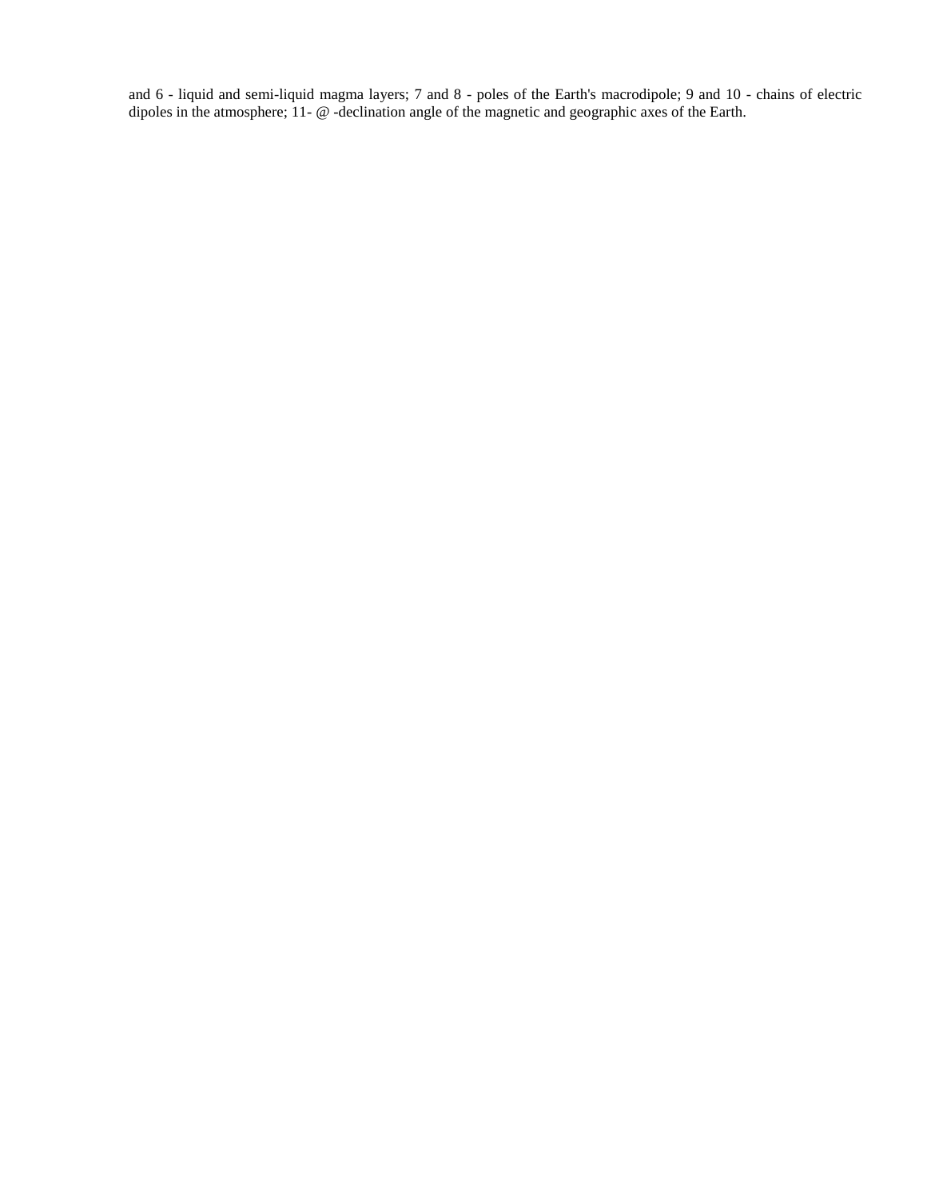and 6 - liquid and semi-liquid magma layers; 7 and 8 - poles of the Earth's macrodipole; 9 and 10 - chains of electric dipoles in the atmosphere; 11- @ -declination angle of the magnetic and geographic axes of the Earth.